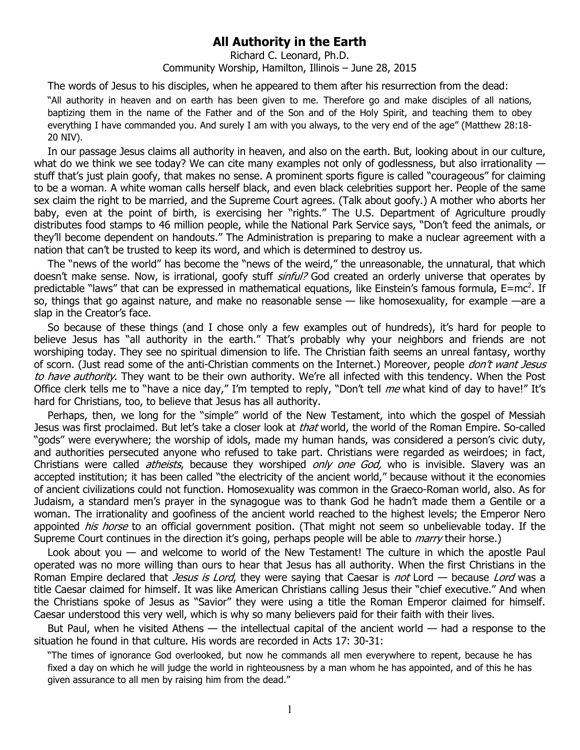# All Authority in the Earth

Richard C. Leonard, Ph.D.
Community Worship, Hamilton, Illinois – June 28, 2015

The words of Jesus to his disciples, when he appeared to them after his resurrection from the dead:

> "All authority in heaven and on earth has been given to me. Therefore go and make disciples of all nations, baptizing them in the name of the Father and of the Son and of the Holy Spirit, and teaching them to obey everything I have commanded you. And surely I am with you always, to the very end of the age" (Matthew 28:18-20 NIV).

In our passage Jesus claims all authority in heaven, and also on the earth. But, looking about in our culture, what do we think we see today? We can cite many examples not only of godlessness, but also irrationality — stuff that's just plain goofy, that makes no sense. A prominent sports figure is called "courageous" for claiming to be a woman. A white woman calls herself black, and even black celebrities support her. People of the same sex claim the right to be married, and the Supreme Court agrees. (Talk about goofy.) A mother who aborts her baby, even at the point of birth, is exercising her "rights." The U.S. Department of Agriculture proudly distributes food stamps to 46 million people, while the National Park Service says, "Don't feed the animals, or they'll become dependent on handouts." The Administration is preparing to make a nuclear agreement with a nation that can't be trusted to keep its word, and which is determined to destroy us.

The "news of the world" has become the "news of the weird," the unreasonable, the unnatural, that which doesn't make sense. Now, is irrational, goofy stuff *sinful?* God created an orderly universe that operates by predictable "laws" that can be expressed in mathematical equations, like Einstein's famous formula, $E=mc^2$. If so, things that go against nature, and make no reasonable sense — like homosexuality, for example —are a slap in the Creator's face.

So because of these things (and I chose only a few examples out of hundreds), it's hard for people to believe Jesus has "all authority in the earth." That's probably why your neighbors and friends are not worshiping today. They see no spiritual dimension to life. The Christian faith seems an unreal fantasy, worthy of scorn. (Just read some of the anti-Christian comments on the Internet.) Moreover, people *don't want Jesus to have authority*. They want to be their own authority. We're all infected with this tendency. When the Post Office clerk tells me to "have a nice day," I'm tempted to reply, "Don't tell *me* what kind of day to have!" It's hard for Christians, too, to believe that Jesus has all authority.

Perhaps, then, we long for the "simple" world of the New Testament, into which the gospel of Messiah Jesus was first proclaimed. But let's take a closer look at *that* world, the world of the Roman Empire. So-called "gods" were everywhere; the worship of idols, made my human hands, was considered a person's civic duty, and authorities persecuted anyone who refused to take part. Christians were regarded as weirdoes; in fact, Christians were called *atheists*, because they worshiped *only one God,* who is invisible. Slavery was an accepted institution; it has been called "the electricity of the ancient world," because without it the economies of ancient civilizations could not function. Homosexuality was common in the Graeco-Roman world, also. As for Judaism, a standard men's prayer in the synagogue was to thank God he hadn't made them a Gentile or a woman. The irrationality and goofiness of the ancient world reached to the highest levels; the Emperor Nero appointed *his horse* to an official government position. (That might not seem so unbelievable today. If the Supreme Court continues in the direction it's going, perhaps people will be able to *marry* their horse.)

Look about you — and welcome to world of the New Testament! The culture in which the apostle Paul operated was no more willing than ours to hear that Jesus has all authority. When the first Christians in the Roman Empire declared that *Jesus is Lord*, they were saying that Caesar is *not* Lord — because *Lord* was a title Caesar claimed for himself. It was like American Christians calling Jesus their "chief executive." And when the Christians spoke of Jesus as "Savior" they were using a title the Roman Emperor claimed for himself. Caesar understood this very well, which is why so many believers paid for their faith with their lives.

But Paul, when he visited Athens — the intellectual capital of the ancient world — had a response to the situation he found in that culture. His words are recorded in Acts 17: 30-31:

> "The times of ignorance God overlooked, but now he commands all men everywhere to repent, because he has fixed a day on which he will judge the world in righteousness by a man whom he has appointed, and of this he has given assurance to all men by raising him from the dead."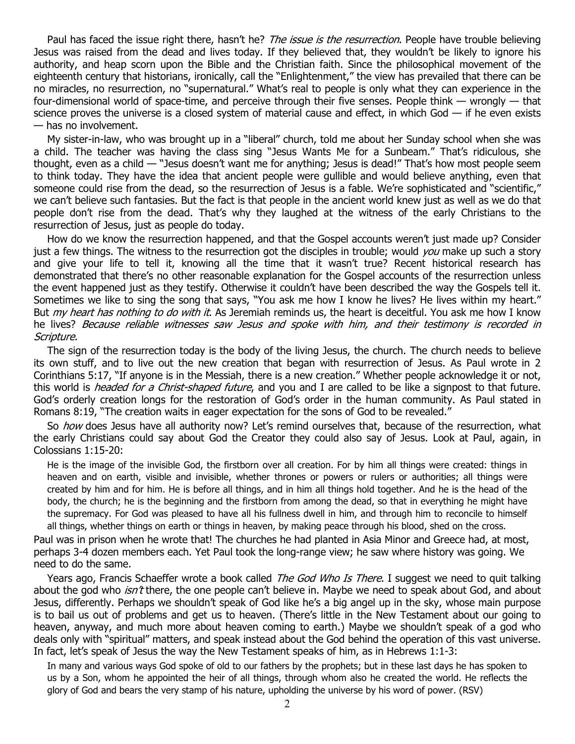Paul has faced the issue right there, hasn't he? *The issue is the resurrection*. People have trouble believing Jesus was raised from the dead and lives today. If they believed that, they wouldn't be likely to ignore his authority, and heap scorn upon the Bible and the Christian faith. Since the philosophical movement of the eighteenth century that historians, ironically, call the "Enlightenment," the view has prevailed that there can be no miracles, no resurrection, no "supernatural." What's real to people is only what they can experience in the four-dimensional world of space-time, and perceive through their five senses. People think — wrongly — that science proves the universe is a closed system of material cause and effect, in which God — if he even exists — has no involvement.

My sister-in-law, who was brought up in a "liberal" church, told me about her Sunday school when she was a child. The teacher was having the class sing "Jesus Wants Me for a Sunbeam." That's ridiculous, she thought, even as a child — "Jesus doesn't want me for anything; Jesus is dead!" That's how most people seem to think today. They have the idea that ancient people were gullible and would believe anything, even that someone could rise from the dead, so the resurrection of Jesus is a fable. We're sophisticated and "scientific," we can't believe such fantasies. But the fact is that people in the ancient world knew just as well as we do that people don't rise from the dead. That's why they laughed at the witness of the early Christians to the resurrection of Jesus, just as people do today.

How do we know the resurrection happened, and that the Gospel accounts weren't just made up? Consider just a few things. The witness to the resurrection got the disciples in trouble; would *you* make up such a story and give your life to tell it, knowing all the time that it wasn't true? Recent historical research has demonstrated that there's no other reasonable explanation for the Gospel accounts of the resurrection unless the event happened just as they testify. Otherwise it couldn't have been described the way the Gospels tell it. Sometimes we like to sing the song that says, "You ask me how I know he lives? He lives within my heart." But *my heart has nothing to do with it*. As Jeremiah reminds us, the heart is deceitful. You ask me how I know he lives? *Because reliable witnesses saw Jesus and spoke with him, and their testimony is recorded in Scripture.*

The sign of the resurrection today is the body of the living Jesus, the church. The church needs to believe its own stuff, and to live out the new creation that began with resurrection of Jesus. As Paul wrote in 2 Corinthians 5:17, "If anyone is in the Messiah, there is a new creation." Whether people acknowledge it or not, this world is *headed for a Christ-shaped future*, and you and I are called to be like a signpost to that future. God's orderly creation longs for the restoration of God's order in the human community. As Paul stated in Romans 8:19, "The creation waits in eager expectation for the sons of God to be revealed."

So *how* does Jesus have all authority now? Let's remind ourselves that, because of the resurrection, what the early Christians could say about God the Creator they could also say of Jesus. Look at Paul, again, in Colossians 1:15-20:

> He is the image of the invisible God, the firstborn over all creation. For by him all things were created: things in heaven and on earth, visible and invisible, whether thrones or powers or rulers or authorities; all things were created by him and for him. He is before all things, and in him all things hold together. And he is the head of the body, the church; he is the beginning and the firstborn from among the dead, so that in everything he might have the supremacy. For God was pleased to have all his fullness dwell in him, and through him to reconcile to himself all things, whether things on earth or things in heaven, by making peace through his blood, shed on the cross.

Paul was in prison when he wrote that! The churches he had planted in Asia Minor and Greece had, at most, perhaps 3-4 dozen members each. Yet Paul took the long-range view; he saw where history was going. We need to do the same.

Years ago, Francis Schaeffer wrote a book called *The God Who Is There*. I suggest we need to quit talking about the god who *isn't* there, the one people can't believe in. Maybe we need to speak about God, and about Jesus, differently. Perhaps we shouldn't speak of God like he's a big angel up in the sky, whose main purpose is to bail us out of problems and get us to heaven. (There's little in the New Testament about our going to heaven, anyway, and much more about heaven coming to earth.) Maybe we shouldn't speak of a god who deals only with "spiritual" matters, and speak instead about the God behind the operation of this vast universe. In fact, let's speak of Jesus the way the New Testament speaks of him, as in Hebrews 1:1-3:

> In many and various ways God spoke of old to our fathers by the prophets; but in these last days he has spoken to us by a Son, whom he appointed the heir of all things, through whom also he created the world. He reflects the glory of God and bears the very stamp of his nature, upholding the universe by his word of power. (RSV)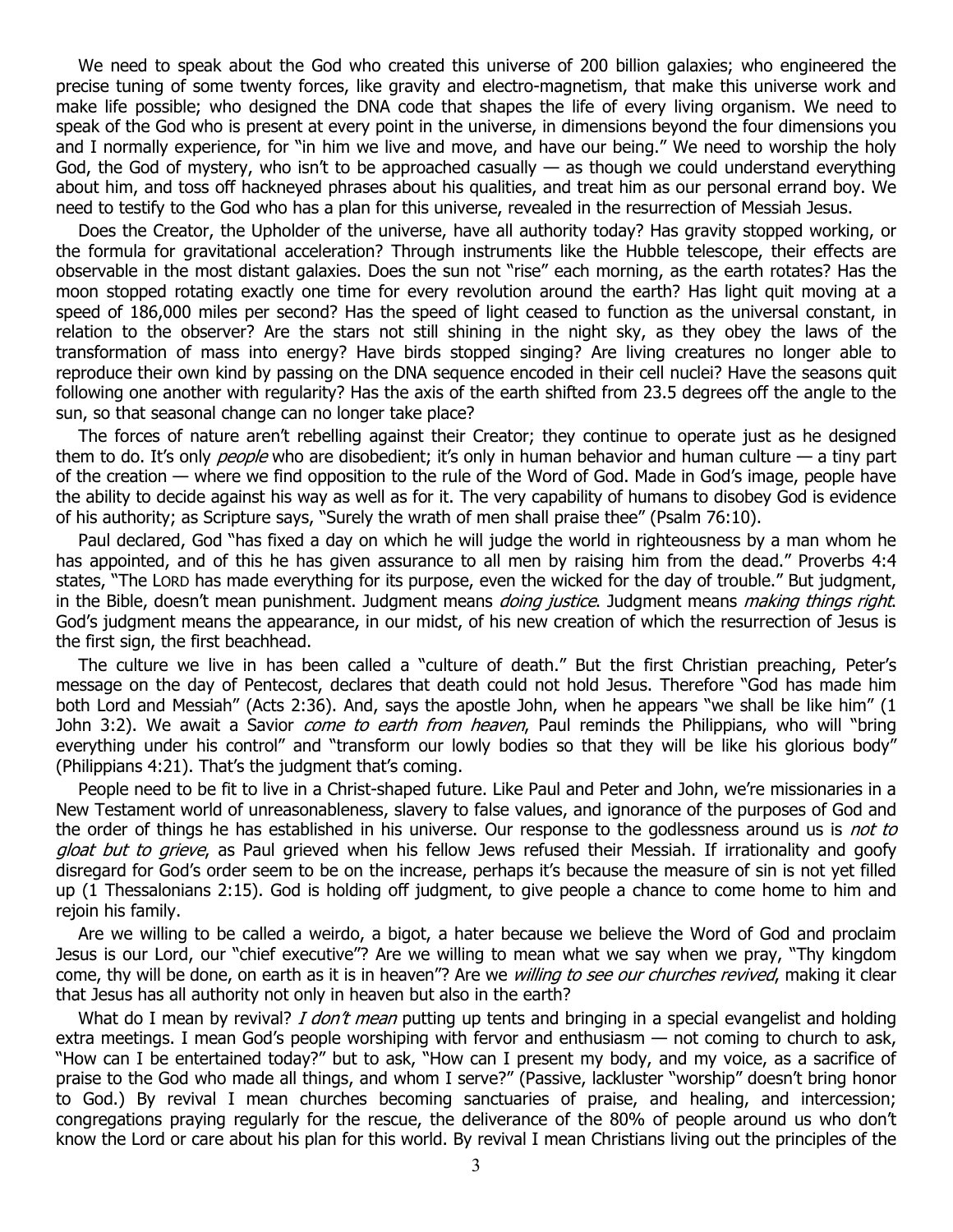We need to speak about the God who created this universe of 200 billion galaxies; who engineered the precise tuning of some twenty forces, like gravity and electro-magnetism, that make this universe work and make life possible; who designed the DNA code that shapes the life of every living organism. We need to speak of the God who is present at every point in the universe, in dimensions beyond the four dimensions you and I normally experience, for "in him we live and move, and have our being." We need to worship the holy God, the God of mystery, who isn't to be approached casually — as though we could understand everything about him, and toss off hackneyed phrases about his qualities, and treat him as our personal errand boy. We need to testify to the God who has a plan for this universe, revealed in the resurrection of Messiah Jesus.

Does the Creator, the Upholder of the universe, have all authority today? Has gravity stopped working, or the formula for gravitational acceleration? Through instruments like the Hubble telescope, their effects are observable in the most distant galaxies. Does the sun not "rise" each morning, as the earth rotates? Has the moon stopped rotating exactly one time for every revolution around the earth? Has light quit moving at a speed of 186,000 miles per second? Has the speed of light ceased to function as the universal constant, in relation to the observer? Are the stars not still shining in the night sky, as they obey the laws of the transformation of mass into energy? Have birds stopped singing? Are living creatures no longer able to reproduce their own kind by passing on the DNA sequence encoded in their cell nuclei? Have the seasons quit following one another with regularity? Has the axis of the earth shifted from 23.5 degrees off the angle to the sun, so that seasonal change can no longer take place?

The forces of nature aren't rebelling against their Creator; they continue to operate just as he designed them to do. It's only *people* who are disobedient; it's only in human behavior and human culture — a tiny part of the creation — where we find opposition to the rule of the Word of God. Made in God's image, people have the ability to decide against his way as well as for it. The very capability of humans to disobey God is evidence of his authority; as Scripture says, "Surely the wrath of men shall praise thee" (Psalm 76:10).

Paul declared, God "has fixed a day on which he will judge the world in righteousness by a man whom he has appointed, and of this he has given assurance to all men by raising him from the dead." Proverbs 4:4 states, "The LORD has made everything for its purpose, even the wicked for the day of trouble." But judgment, in the Bible, doesn't mean punishment. Judgment means *doing justice*. Judgment means *making things right*. God's judgment means the appearance, in our midst, of his new creation of which the resurrection of Jesus is the first sign, the first beachhead.

The culture we live in has been called a "culture of death." But the first Christian preaching, Peter's message on the day of Pentecost, declares that death could not hold Jesus. Therefore "God has made him both Lord and Messiah" (Acts 2:36). And, says the apostle John, when he appears "we shall be like him" (1 John 3:2). We await a Savior *come to earth from heaven*, Paul reminds the Philippians, who will "bring everything under his control" and "transform our lowly bodies so that they will be like his glorious body" (Philippians 4:21). That's the judgment that's coming.

People need to be fit to live in a Christ-shaped future. Like Paul and Peter and John, we're missionaries in a New Testament world of unreasonableness, slavery to false values, and ignorance of the purposes of God and the order of things he has established in his universe. Our response to the godlessness around us is *not to gloat but to grieve*, as Paul grieved when his fellow Jews refused their Messiah. If irrationality and goofy disregard for God's order seem to be on the increase, perhaps it's because the measure of sin is not yet filled up (1 Thessalonians 2:15). God is holding off judgment, to give people a chance to come home to him and rejoin his family.

Are we willing to be called a weirdo, a bigot, a hater because we believe the Word of God and proclaim Jesus is our Lord, our "chief executive"? Are we willing to mean what we say when we pray, "Thy kingdom come, thy will be done, on earth as it is in heaven"? Are we *willing to see our churches revived*, making it clear that Jesus has all authority not only in heaven but also in the earth?

What do I mean by revival? *I don't mean* putting up tents and bringing in a special evangelist and holding extra meetings. I mean God's people worshiping with fervor and enthusiasm — not coming to church to ask, "How can I be entertained today?" but to ask, "How can I present my body, and my voice, as a sacrifice of praise to the God who made all things, and whom I serve?" (Passive, lackluster "worship" doesn't bring honor to God.) By revival I mean churches becoming sanctuaries of praise, and healing, and intercession; congregations praying regularly for the rescue, the deliverance of the 80% of people around us who don't know the Lord or care about his plan for this world. By revival I mean Christians living out the principles of the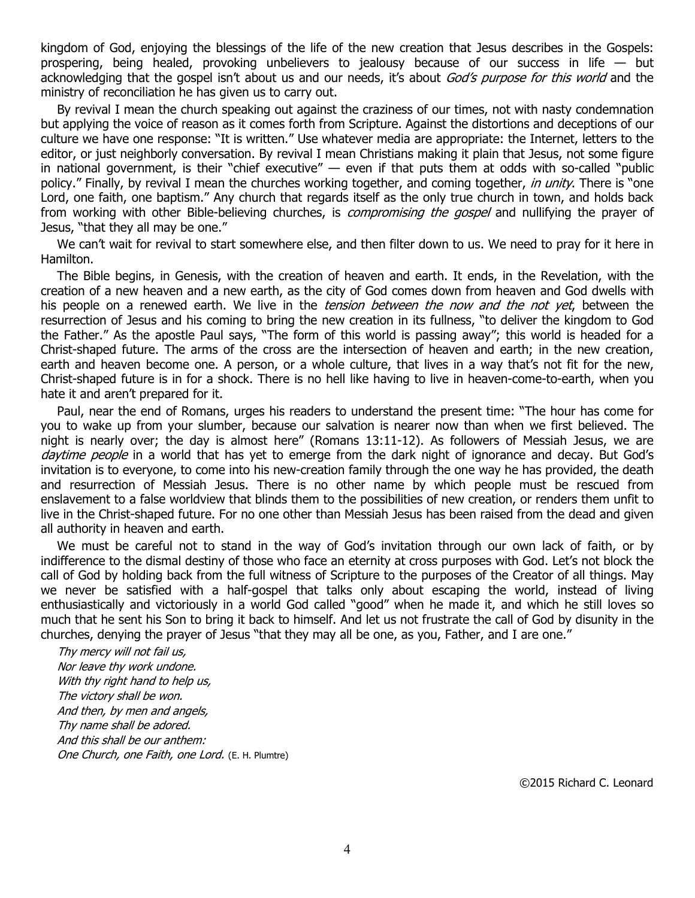kingdom of God, enjoying the blessings of the life of the new creation that Jesus describes in the Gospels: prospering, being healed, provoking unbelievers to jealousy because of our success in life — but acknowledging that the gospel isn't about us and our needs, it's about *God's purpose for this world* and the ministry of reconciliation he has given us to carry out.

By revival I mean the church speaking out against the craziness of our times, not with nasty condemnation but applying the voice of reason as it comes forth from Scripture. Against the distortions and deceptions of our culture we have one response: "It is written." Use whatever media are appropriate: the Internet, letters to the editor, or just neighborly conversation. By revival I mean Christians making it plain that Jesus, not some figure in national government, is their "chief executive" — even if that puts them at odds with so-called "public policy." Finally, by revival I mean the churches working together, and coming together, *in unity*. There is "one Lord, one faith, one baptism." Any church that regards itself as the only true church in town, and holds back from working with other Bible-believing churches, is *compromising the gospel* and nullifying the prayer of Jesus, "that they all may be one."

We can't wait for revival to start somewhere else, and then filter down to us. We need to pray for it here in Hamilton.

The Bible begins, in Genesis, with the creation of heaven and earth. It ends, in the Revelation, with the creation of a new heaven and a new earth, as the city of God comes down from heaven and God dwells with his people on a renewed earth. We live in the *tension between the now and the not yet*, between the resurrection of Jesus and his coming to bring the new creation in its fullness, "to deliver the kingdom to God the Father." As the apostle Paul says, "The form of this world is passing away"; this world is headed for a Christ-shaped future. The arms of the cross are the intersection of heaven and earth; in the new creation, earth and heaven become one. A person, or a whole culture, that lives in a way that's not fit for the new, Christ-shaped future is in for a shock. There is no hell like having to live in heaven-come-to-earth, when you hate it and aren't prepared for it.

Paul, near the end of Romans, urges his readers to understand the present time: "The hour has come for you to wake up from your slumber, because our salvation is nearer now than when we first believed. The night is nearly over; the day is almost here" (Romans 13:11-12). As followers of Messiah Jesus, we are *daytime people* in a world that has yet to emerge from the dark night of ignorance and decay. But God's invitation is to everyone, to come into his new-creation family through the one way he has provided, the death and resurrection of Messiah Jesus. There is no other name by which people must be rescued from enslavement to a false worldview that blinds them to the possibilities of new creation, or renders them unfit to live in the Christ-shaped future. For no one other than Messiah Jesus has been raised from the dead and given all authority in heaven and earth.

We must be careful not to stand in the way of God's invitation through our own lack of faith, or by indifference to the dismal destiny of those who face an eternity at cross purposes with God. Let's not block the call of God by holding back from the full witness of Scripture to the purposes of the Creator of all things. May we never be satisfied with a half-gospel that talks only about escaping the world, instead of living enthusiastically and victoriously in a world God called "good" when he made it, and which he still loves so much that he sent his Son to bring it back to himself. And let us not frustrate the call of God by disunity in the churches, denying the prayer of Jesus "that they may all be one, as you, Father, and I are one."

*Thy mercy will not fail us,*
*Nor leave thy work undone.*
*With thy right hand to help us,*
*The victory shall be won.*
*And then, by men and angels,*
*Thy name shall be adored.*
*And this shall be our anthem:*
*One Church, one Faith, one Lord.* (E. H. Plumtre)

©2015 Richard C. Leonard